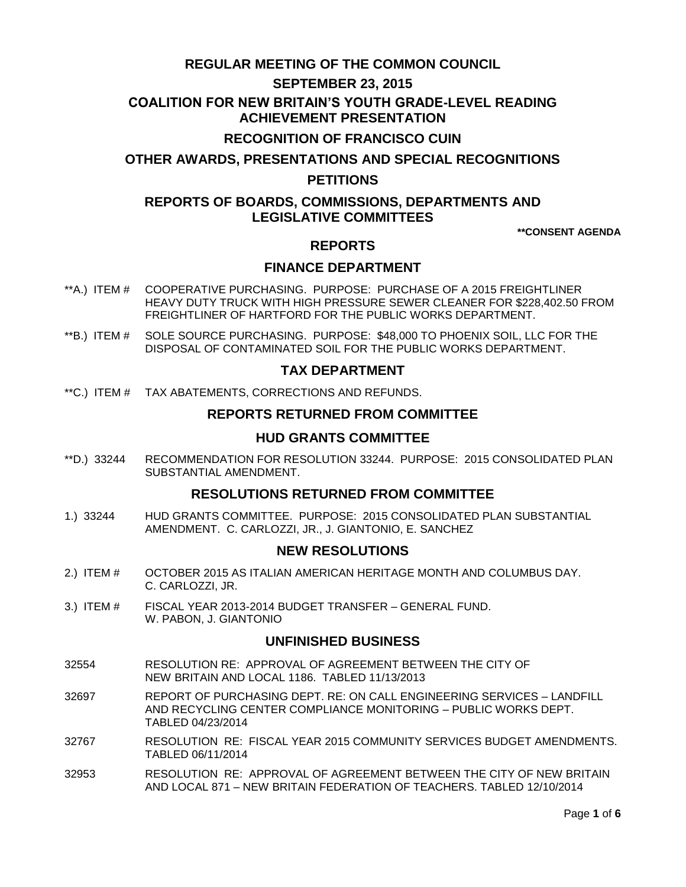# REGULAR MEETING OF THE COMMON COUNCIL

## SEPTEMBER 23, 2015

## COALITION FOR NEW BRITAIN'S YOUTH GRADE-LEVEL READING ACHIEVEMENT PRESENTATION

## RECOGNITION OF FRANCISCO CUIN

## OTHER AWARDS, PRESENTATIONS AND SPECIAL RECOGNITIONS

## PETITIONS

## REPORTS OF BOARDS, COMMISSIONS, DEPARTMENTS AND LEGISLATIVE COMMITTEES

**\*\*CONSENT AGENDA**

## REPORTS

### FINANCE DEPARTMENT

**A.) ITEM # COOPERATIVE PURCHASING. PURPOSE: PURCHASE OF A 2015 FREIGHTLINER HEAVY DUTY TRUCK WITH HIGH PRESSURE SEWER CLEANER FOR $228,402.50 FROM FREIGHTLINER OF HARTFORD FOR THE PUBLIC WORKS DEPARTMENT.

**B.) ITEM # SOLE SOURCE PURCHASING. PURPOSE: $48,000 TO PHOENIX SOIL, LLC FOR THE DISPOSAL OF CONTAMINATED SOIL FOR THE PUBLIC WORKS DEPARTMENT.

### TAX DEPARTMENT

**C.) ITEM # TAX ABATEMENTS, CORRECTIONS AND REFUNDS.

## REPORTS RETURNED FROM COMMITTEE

### HUD GRANTS COMMITTEE

**D.) 33244 RECOMMENDATION FOR RESOLUTION 33244. PURPOSE: 2015 CONSOLIDATED PLAN SUBSTANTIAL AMENDMENT.

## RESOLUTIONS RETURNED FROM COMMITTEE

1.) 33244 HUD GRANTS COMMITTEE. PURPOSE: 2015 CONSOLIDATED PLAN SUBSTANTIAL AMENDMENT. C. CARLOZZI, JR., J. GIANTONIO, E. SANCHEZ

## NEW RESOLUTIONS

2.) ITEM # OCTOBER 2015 AS ITALIAN AMERICAN HERITAGE MONTH AND COLUMBUS DAY. C. CARLOZZI, JR.

3.) ITEM # FISCAL YEAR 2013-2014 BUDGET TRANSFER – GENERAL FUND. W. PABON, J. GIANTONIO

## UNFINISHED BUSINESS

32554 RESOLUTION RE: APPROVAL OF AGREEMENT BETWEEN THE CITY OF NEW BRITAIN AND LOCAL 1186. TABLED 11/13/2013

32697 REPORT OF PURCHASING DEPT. RE: ON CALL ENGINEERING SERVICES – LANDFILL AND RECYCLING CENTER COMPLIANCE MONITORING – PUBLIC WORKS DEPT. TABLED 04/23/2014

32767 RESOLUTION RE: FISCAL YEAR 2015 COMMUNITY SERVICES BUDGET AMENDMENTS. TABLED 06/11/2014

32953 RESOLUTION RE: APPROVAL OF AGREEMENT BETWEEN THE CITY OF NEW BRITAIN AND LOCAL 871 – NEW BRITAIN FEDERATION OF TEACHERS. TABLED 12/10/2014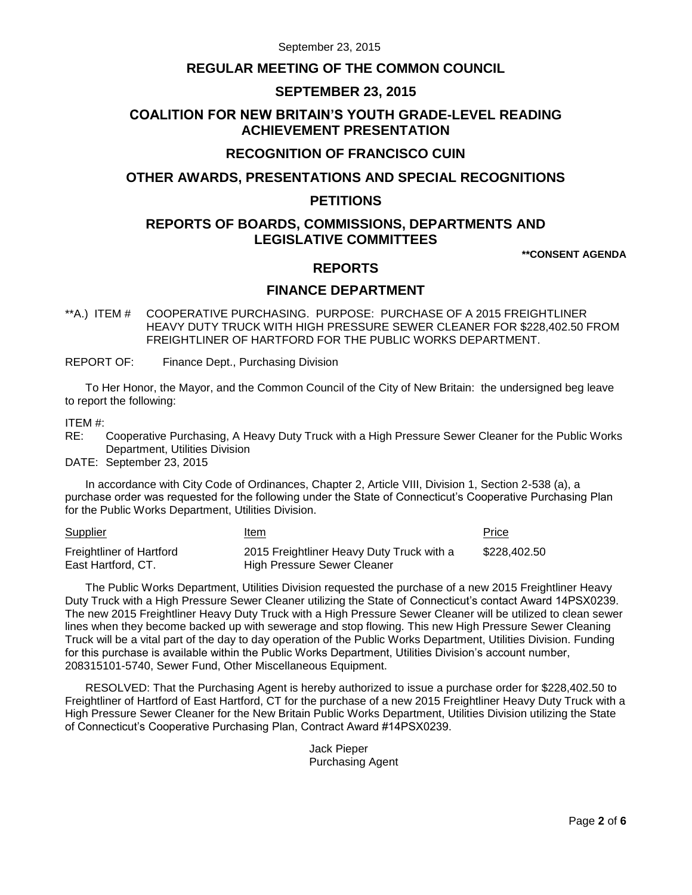## REGULAR MEETING OF THE COMMON COUNCIL

## SEPTEMBER 23, 2015

## COALITION FOR NEW BRITAIN'S YOUTH GRADE-LEVEL READING ACHIEVEMENT PRESENTATION

## RECOGNITION OF FRANCISCO CUIN

## OTHER AWARDS, PRESENTATIONS AND SPECIAL RECOGNITIONS

## PETITIONS

## REPORTS OF BOARDS, COMMISSIONS, DEPARTMENTS AND LEGISLATIVE COMMITTEES

**\*\*CONSENT AGENDA**

## REPORTS

## FINANCE DEPARTMENT

\*\*A.) ITEM # COOPERATIVE PURCHASING. PURPOSE: PURCHASE OF A 2015 FREIGHTLINER HEAVY DUTY TRUCK WITH HIGH PRESSURE SEWER CLEANER FOR $228,402.50 FROM FREIGHTLINER OF HARTFORD FOR THE PUBLIC WORKS DEPARTMENT.

REPORT OF: Finance Dept., Purchasing Division

To Her Honor, the Mayor, and the Common Council of the City of New Britain: the undersigned beg leave to report the following:

ITEM #:
RE: Cooperative Purchasing, A Heavy Duty Truck with a High Pressure Sewer Cleaner for the Public Works Department, Utilities Division
DATE: September 23, 2015

In accordance with City Code of Ordinances, Chapter 2, Article VIII, Division 1, Section 2-538 (a), a purchase order was requested for the following under the State of Connecticut's Cooperative Purchasing Plan for the Public Works Department, Utilities Division.

| Supplier | Item | Price |
|---|---|---|
| Freightliner of Hartford East Hartford, CT. | 2015 Freightliner Heavy Duty Truck with a High Pressure Sewer Cleaner | $228,402.50 |

The Public Works Department, Utilities Division requested the purchase of a new 2015 Freightliner Heavy Duty Truck with a High Pressure Sewer Cleaner utilizing the State of Connecticut's contact Award 14PSX0239. The new 2015 Freightliner Heavy Duty Truck with a High Pressure Sewer Cleaner will be utilized to clean sewer lines when they become backed up with sewerage and stop flowing. This new High Pressure Sewer Cleaning Truck will be a vital part of the day to day operation of the Public Works Department, Utilities Division. Funding for this purchase is available within the Public Works Department, Utilities Division's account number, 208315101-5740, Sewer Fund, Other Miscellaneous Equipment.

RESOLVED: That the Purchasing Agent is hereby authorized to issue a purchase order for $228,402.50 to Freightliner of Hartford of East Hartford, CT for the purchase of a new 2015 Freightliner Heavy Duty Truck with a High Pressure Sewer Cleaner for the New Britain Public Works Department, Utilities Division utilizing the State of Connecticut's Cooperative Purchasing Plan, Contract Award #14PSX0239.

Jack Pieper
Purchasing Agent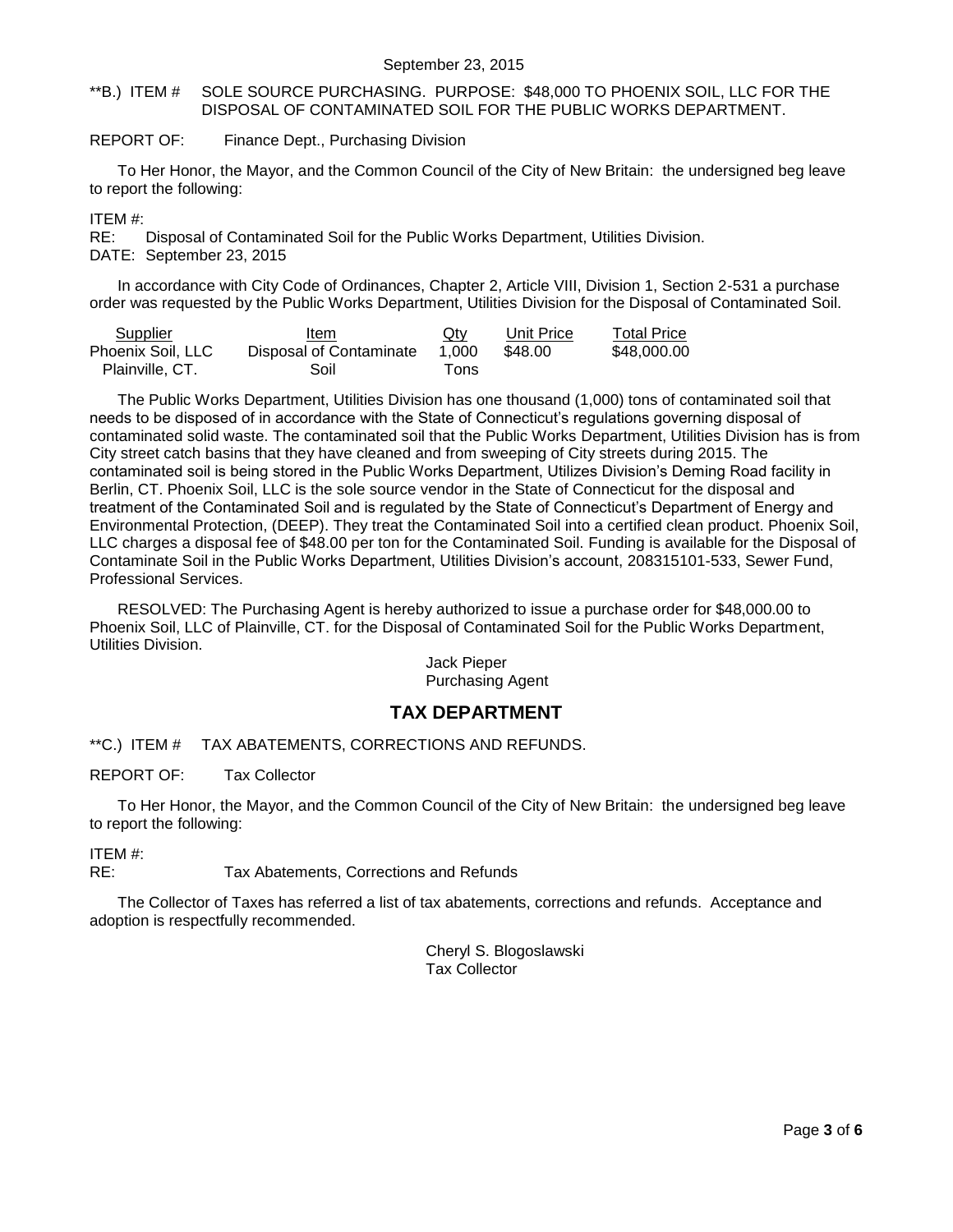**B.) ITEM # SOLE SOURCE PURCHASING. PURPOSE: $48,000 TO PHOENIX SOIL, LLC FOR THE DISPOSAL OF CONTAMINATED SOIL FOR THE PUBLIC WORKS DEPARTMENT.

REPORT OF: Finance Dept., Purchasing Division

To Her Honor, the Mayor, and the Common Council of the City of New Britain: the undersigned beg leave to report the following:

ITEM #:
RE: Disposal of Contaminated Soil for the Public Works Department, Utilities Division.
DATE: September 23, 2015

In accordance with City Code of Ordinances, Chapter 2, Article VIII, Division 1, Section 2-531 a purchase order was requested by the Public Works Department, Utilities Division for the Disposal of Contaminated Soil.

| Supplier | Item | Qty | Unit Price | Total Price |
|---|---|---|---|---|
| Phoenix Soil, LLC Plainville, CT. | Disposal of Contaminate Soil | 1,000 Tons | $48.00 | $48,000.00 |

The Public Works Department, Utilities Division has one thousand (1,000) tons of contaminated soil that needs to be disposed of in accordance with the State of Connecticut's regulations governing disposal of contaminated solid waste. The contaminated soil that the Public Works Department, Utilities Division has is from City street catch basins that they have cleaned and from sweeping of City streets during 2015. The contaminated soil is being stored in the Public Works Department, Utilizes Division's Deming Road facility in Berlin, CT. Phoenix Soil, LLC is the sole source vendor in the State of Connecticut for the disposal and treatment of the Contaminated Soil and is regulated by the State of Connecticut's Department of Energy and Environmental Protection, (DEEP). They treat the Contaminated Soil into a certified clean product. Phoenix Soil, LLC charges a disposal fee of $48.00 per ton for the Contaminated Soil. Funding is available for the Disposal of Contaminate Soil in the Public Works Department, Utilities Division's account, 208315101-533, Sewer Fund, Professional Services.

RESOLVED: The Purchasing Agent is hereby authorized to issue a purchase order for $48,000.00 to Phoenix Soil, LLC of Plainville, CT. for the Disposal of Contaminated Soil for the Public Works Department, Utilities Division.

Jack Pieper
Purchasing Agent

## TAX DEPARTMENT

**C.) ITEM # TAX ABATEMENTS, CORRECTIONS AND REFUNDS.

REPORT OF: Tax Collector

To Her Honor, the Mayor, and the Common Council of the City of New Britain: the undersigned beg leave to report the following:

ITEM #:
RE: Tax Abatements, Corrections and Refunds

The Collector of Taxes has referred a list of tax abatements, corrections and refunds. Acceptance and adoption is respectfully recommended.

Cheryl S. Blogoslawski
Tax Collector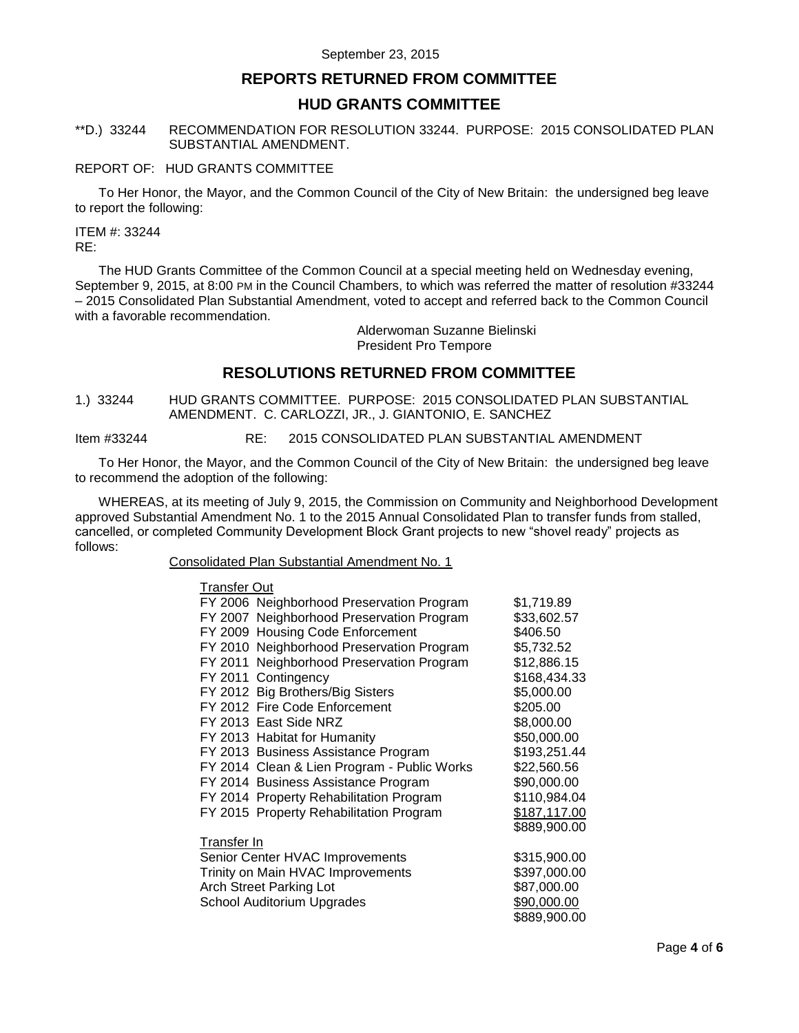September 23, 2015

## REPORTS RETURNED FROM COMMITTEE

## HUD GRANTS COMMITTEE

**D.) 33244 RECOMMENDATION FOR RESOLUTION 33244. PURPOSE: 2015 CONSOLIDATED PLAN SUBSTANTIAL AMENDMENT.

REPORT OF: HUD GRANTS COMMITTEE

To Her Honor, the Mayor, and the Common Council of the City of New Britain: the undersigned beg leave to report the following:

ITEM #: 33244
RE:

The HUD Grants Committee of the Common Council at a special meeting held on Wednesday evening, September 9, 2015, at 8:00 PM in the Council Chambers, to which was referred the matter of resolution #33244 – 2015 Consolidated Plan Substantial Amendment, voted to accept and referred back to the Common Council with a favorable recommendation.

Alderwoman Suzanne Bielinski
President Pro Tempore

## RESOLUTIONS RETURNED FROM COMMITTEE

1.) 33244 HUD GRANTS COMMITTEE. PURPOSE: 2015 CONSOLIDATED PLAN SUBSTANTIAL AMENDMENT. C. CARLOZZI, JR., J. GIANTONIO, E. SANCHEZ

Item #33244 RE: 2015 CONSOLIDATED PLAN SUBSTANTIAL AMENDMENT

To Her Honor, the Mayor, and the Common Council of the City of New Britain: the undersigned beg leave to recommend the adoption of the following:

WHEREAS, at its meeting of July 9, 2015, the Commission on Community and Neighborhood Development approved Substantial Amendment No. 1 to the 2015 Annual Consolidated Plan to transfer funds from stalled, cancelled, or completed Community Development Block Grant projects to new "shovel ready" projects as follows:

Consolidated Plan Substantial Amendment No. 1

| Transfer Out | |
|---|---|
| FY 2006 Neighborhood Preservation Program | $1,719.89 |
| FY 2007 Neighborhood Preservation Program | $33,602.57 |
| FY 2009 Housing Code Enforcement | $406.50 |
| FY 2010 Neighborhood Preservation Program | $5,732.52 |
| FY 2011 Neighborhood Preservation Program | $12,886.15 |
| FY 2011 Contingency | $168,434.33 |
| FY 2012 Big Brothers/Big Sisters | $5,000.00 |
| FY 2012 Fire Code Enforcement | $205.00 |
| FY 2013 East Side NRZ | $8,000.00 |
| FY 2013 Habitat for Humanity | $50,000.00 |
| FY 2013 Business Assistance Program | $193,251.44 |
| FY 2014 Clean & Lien Program - Public Works | $22,560.56 |
| FY 2014 Business Assistance Program | $90,000.00 |
| FY 2014 Property Rehabilitation Program | $110,984.04 |
| FY 2015 Property Rehabilitation Program | $187,117.00 |
| | $889,900.00 |
| **Transfer In** | |
| Senior Center HVAC Improvements | $315,900.00 |
| Trinity on Main HVAC Improvements | $397,000.00 |
| Arch Street Parking Lot | $87,000.00 |
| School Auditorium Upgrades | $90,000.00 |
| | $889,900.00 |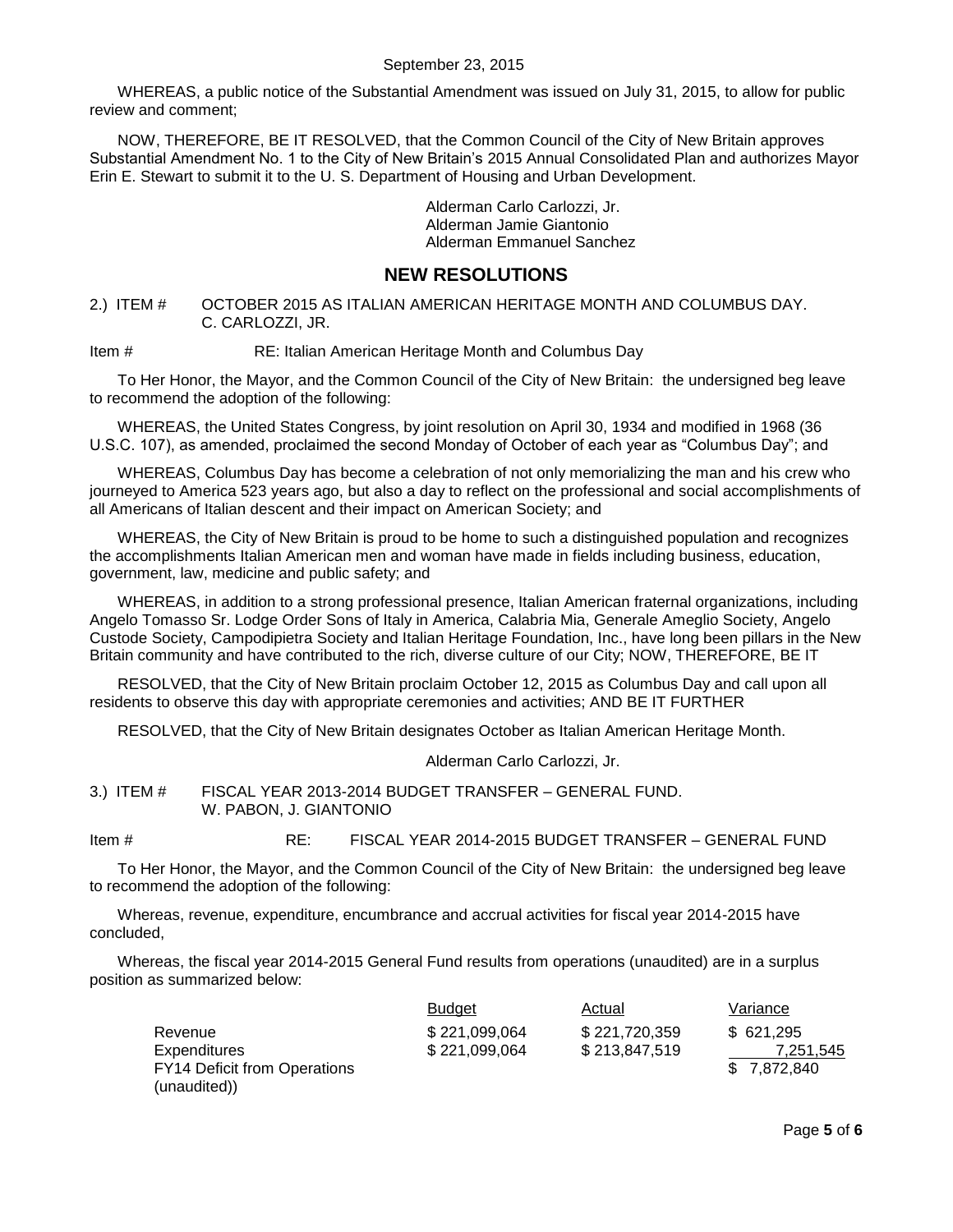September 23, 2015

WHEREAS, a public notice of the Substantial Amendment was issued on July 31, 2015, to allow for public review and comment;

NOW, THEREFORE, BE IT RESOLVED, that the Common Council of the City of New Britain approves Substantial Amendment No. 1 to the City of New Britain's 2015 Annual Consolidated Plan and authorizes Mayor Erin E. Stewart to submit it to the U. S. Department of Housing and Urban Development.

Alderman Carlo Carlozzi, Jr.
Alderman Jamie Giantonio
Alderman Emmanuel Sanchez

## NEW RESOLUTIONS

2.) ITEM # OCTOBER 2015 AS ITALIAN AMERICAN HERITAGE MONTH AND COLUMBUS DAY. C. CARLOZZI, JR.

Item # RE: Italian American Heritage Month and Columbus Day

To Her Honor, the Mayor, and the Common Council of the City of New Britain: the undersigned beg leave to recommend the adoption of the following:

WHEREAS, the United States Congress, by joint resolution on April 30, 1934 and modified in 1968 (36 U.S.C. 107), as amended, proclaimed the second Monday of October of each year as "Columbus Day"; and

WHEREAS, Columbus Day has become a celebration of not only memorializing the man and his crew who journeyed to America 523 years ago, but also a day to reflect on the professional and social accomplishments of all Americans of Italian descent and their impact on American Society; and

WHEREAS, the City of New Britain is proud to be home to such a distinguished population and recognizes the accomplishments Italian American men and woman have made in fields including business, education, government, law, medicine and public safety; and

WHEREAS, in addition to a strong professional presence, Italian American fraternal organizations, including Angelo Tomasso Sr. Lodge Order Sons of Italy in America, Calabria Mia, Generale Ameglio Society, Angelo Custode Society, Campodipietra Society and Italian Heritage Foundation, Inc., have long been pillars in the New Britain community and have contributed to the rich, diverse culture of our City; NOW, THEREFORE, BE IT

RESOLVED, that the City of New Britain proclaim October 12, 2015 as Columbus Day and call upon all residents to observe this day with appropriate ceremonies and activities; AND BE IT FURTHER

RESOLVED, that the City of New Britain designates October as Italian American Heritage Month.

Alderman Carlo Carlozzi, Jr.

3.) ITEM # FISCAL YEAR 2013-2014 BUDGET TRANSFER – GENERAL FUND. W. PABON, J. GIANTONIO

Item # RE: FISCAL YEAR 2014-2015 BUDGET TRANSFER – GENERAL FUND

To Her Honor, the Mayor, and the Common Council of the City of New Britain: the undersigned beg leave to recommend the adoption of the following:

Whereas, revenue, expenditure, encumbrance and accrual activities for fiscal year 2014-2015 have concluded,

Whereas, the fiscal year 2014-2015 General Fund results from operations (unaudited) are in a surplus position as summarized below:

| | Budget | Actual | Variance |
|---|---|---|---|
| Revenue | $ 221,099,064 | $ 221,720,359 | $ 621,295 |
| Expenditures | $ 221,099,064 | $ 213,847,519 | 7,251,545 |
| FY14 Deficit from Operations (unaudited)) | | | $ 7,872,840 |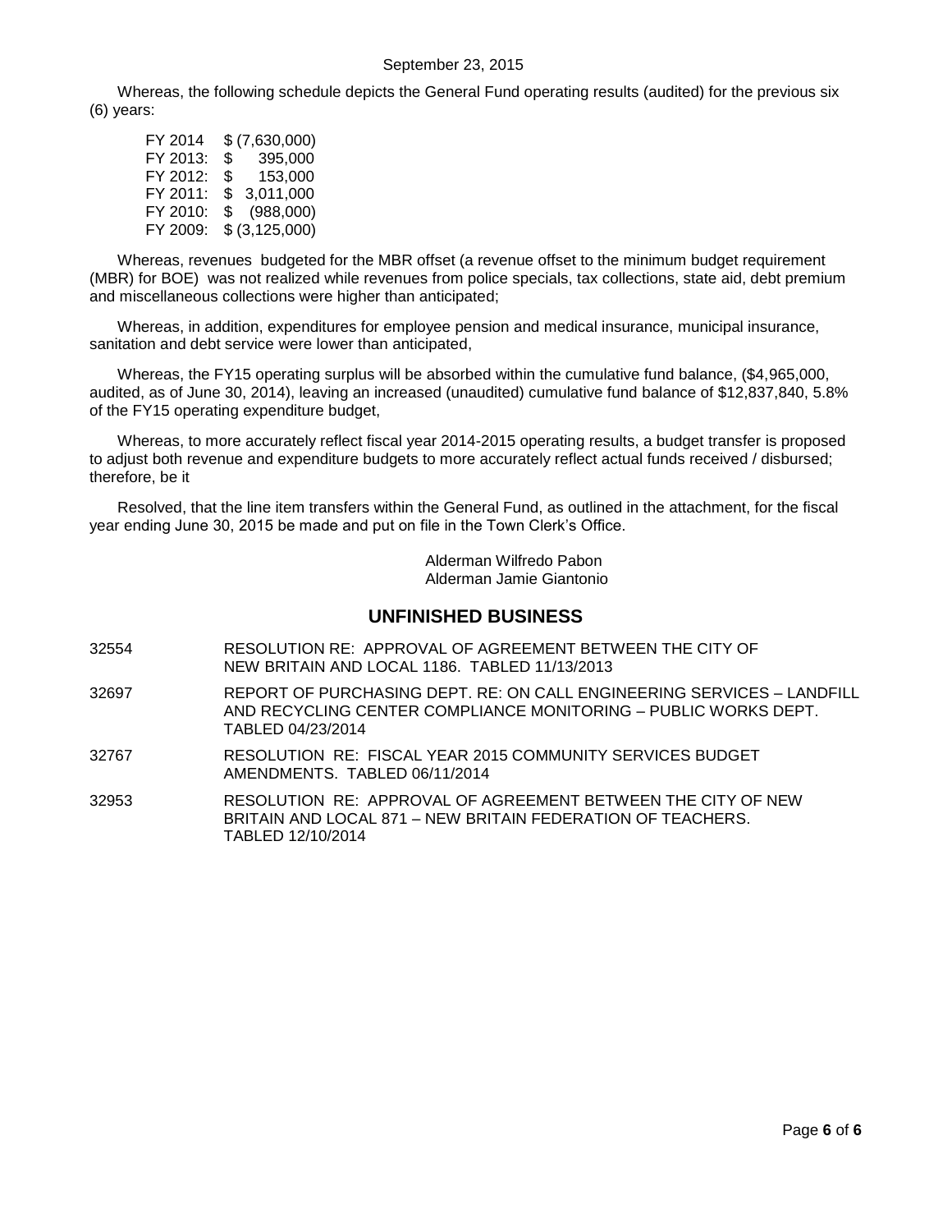Whereas, the following schedule depicts the General Fund operating results (audited) for the previous six (6) years:

| | |
|---|---|
| FY 2014 | $ (7,630,000) |
| FY 2013: | $ 395,000 |
| FY 2012: | $ 153,000 |
| FY 2011: | $ 3,011,000 |
| FY 2010: | $ (988,000) |
| FY 2009: | $ (3,125,000) |

Whereas, revenues budgeted for the MBR offset (a revenue offset to the minimum budget requirement (MBR) for BOE) was not realized while revenues from police specials, tax collections, state aid, debt premium and miscellaneous collections were higher than anticipated;

Whereas, in addition, expenditures for employee pension and medical insurance, municipal insurance, sanitation and debt service were lower than anticipated,

Whereas, the FY15 operating surplus will be absorbed within the cumulative fund balance, ($4,965,000, audited, as of June 30, 2014), leaving an increased (unaudited) cumulative fund balance of $12,837,840, 5.8% of the FY15 operating expenditure budget,

Whereas, to more accurately reflect fiscal year 2014-2015 operating results, a budget transfer is proposed to adjust both revenue and expenditure budgets to more accurately reflect actual funds received / disbursed; therefore, be it

Resolved, that the line item transfers within the General Fund, as outlined in the attachment, for the fiscal year ending June 30, 2015 be made and put on file in the Town Clerk's Office.

Alderman Wilfredo Pabon
Alderman Jamie Giantonio

## UNFINISHED BUSINESS

32554 RESOLUTION RE: APPROVAL OF AGREEMENT BETWEEN THE CITY OF NEW BRITAIN AND LOCAL 1186. TABLED 11/13/2013

32697 REPORT OF PURCHASING DEPT. RE: ON CALL ENGINEERING SERVICES – LANDFILL AND RECYCLING CENTER COMPLIANCE MONITORING – PUBLIC WORKS DEPT. TABLED 04/23/2014

32767 RESOLUTION RE: FISCAL YEAR 2015 COMMUNITY SERVICES BUDGET AMENDMENTS. TABLED 06/11/2014

32953 RESOLUTION RE: APPROVAL OF AGREEMENT BETWEEN THE CITY OF NEW BRITAIN AND LOCAL 871 – NEW BRITAIN FEDERATION OF TEACHERS. TABLED 12/10/2014